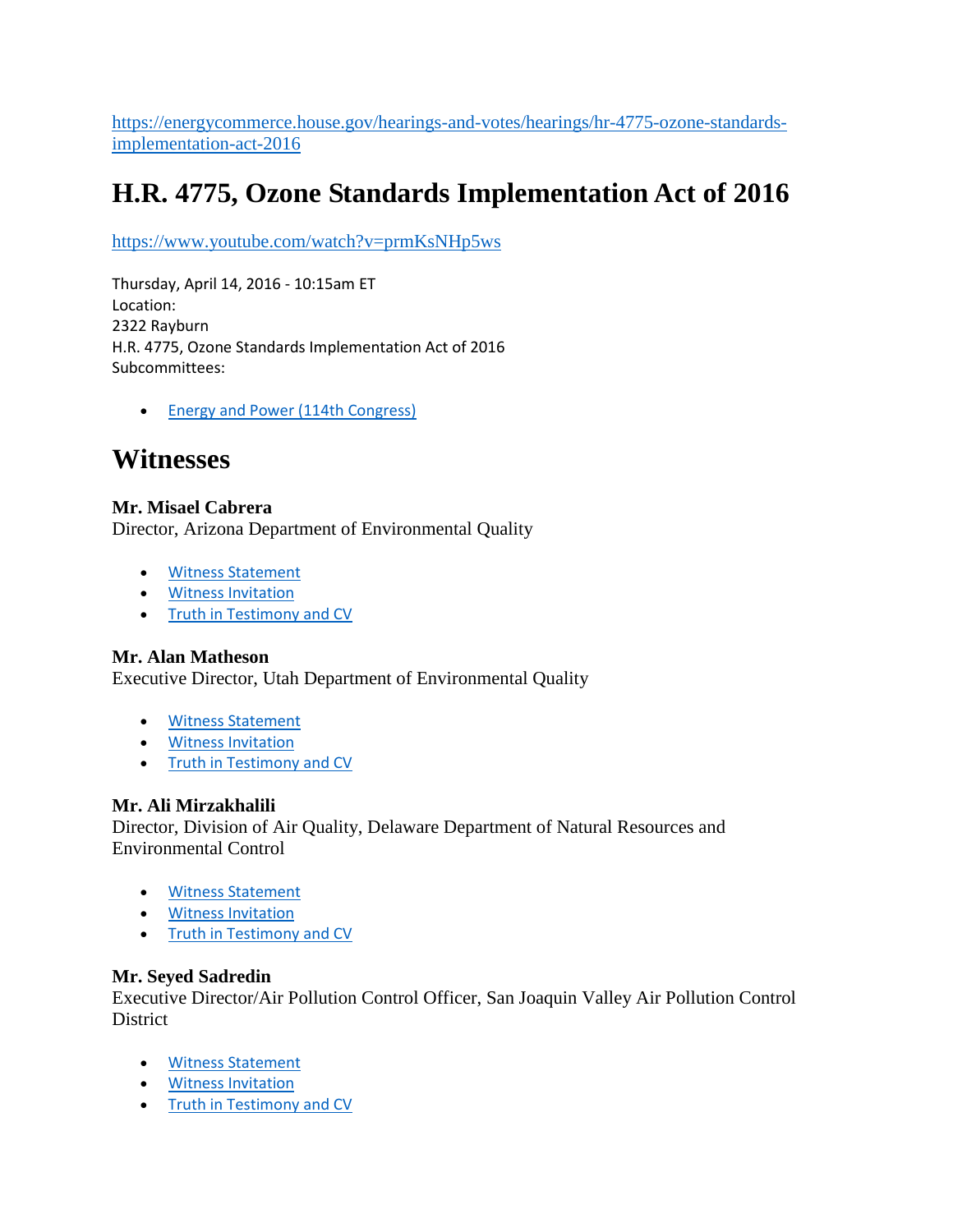https://energycommerce.house.gov/hearings-and-votes/hearings/hr-4775-ozone-standards-implementation-act-2016

# H.R. 4775, Ozone Standards Implementation Act of 2016

https://www.youtube.com/watch?v=prmKsNHp5ws

Thursday, April 14, 2016 - 10:15am ET
Location:
2322 Rayburn
H.R. 4775, Ozone Standards Implementation Act of 2016
Subcommittees:

- Energy and Power (114th Congress)

# Witnesses

**Mr. Misael Cabrera**
Director, Arizona Department of Environmental Quality

- Witness Statement
- Witness Invitation
- Truth in Testimony and CV

**Mr. Alan Matheson**
Executive Director, Utah Department of Environmental Quality

- Witness Statement
- Witness Invitation
- Truth in Testimony and CV

**Mr. Ali Mirzakhalili**
Director, Division of Air Quality, Delaware Department of Natural Resources and Environmental Control

- Witness Statement
- Witness Invitation
- Truth in Testimony and CV

**Mr. Seyed Sadredin**
Executive Director/Air Pollution Control Officer, San Joaquin Valley Air Pollution Control District

- Witness Statement
- Witness Invitation
- Truth in Testimony and CV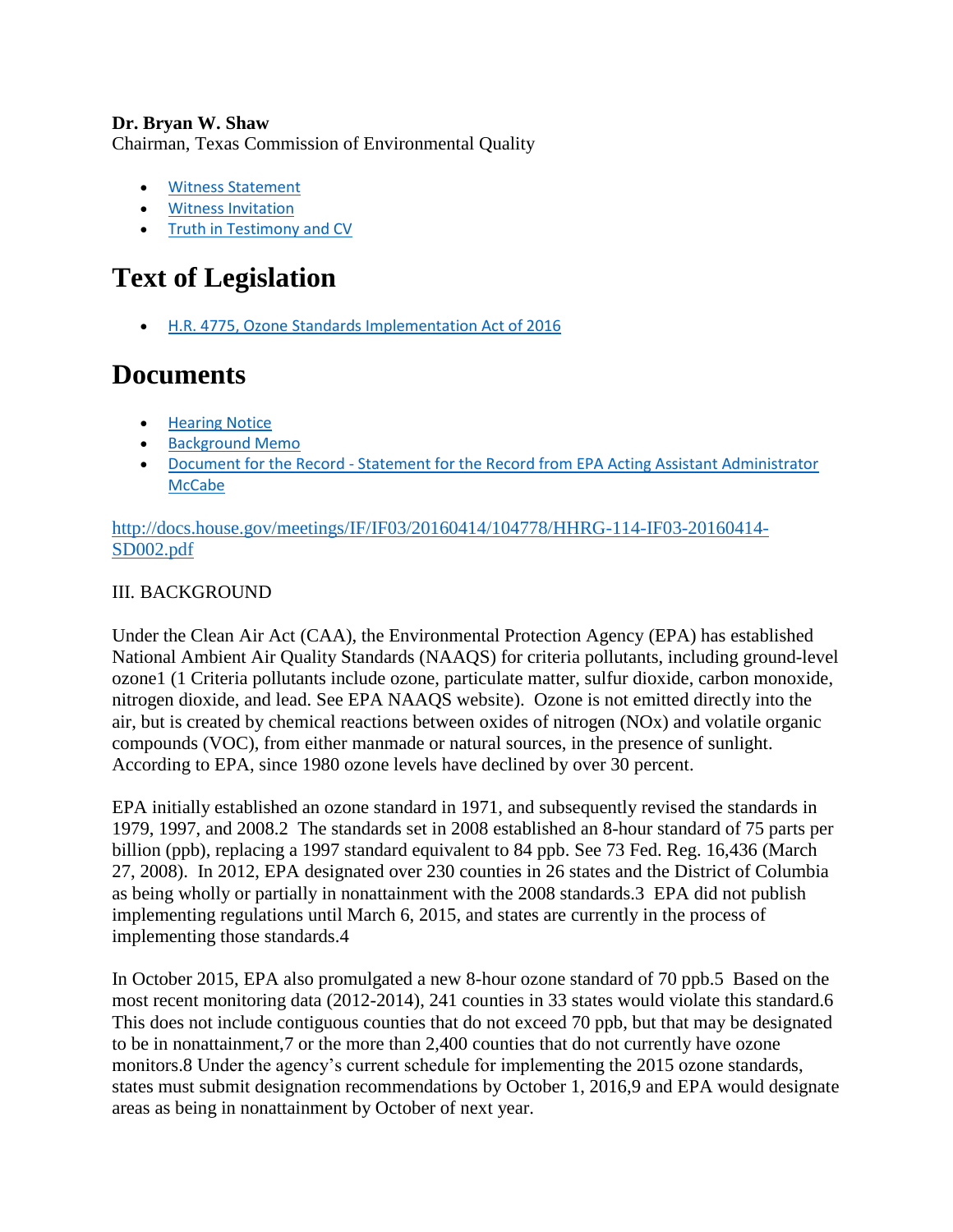**Dr. Bryan W. Shaw**
Chairman, Texas Commission of Environmental Quality

- Witness Statement
- Witness Invitation
- Truth in Testimony and CV

# Text of Legislation

- H.R. 4775, Ozone Standards Implementation Act of 2016

# Documents

- Hearing Notice
- Background Memo
- Document for the Record - Statement for the Record from EPA Acting Assistant Administrator McCabe

http://docs.house.gov/meetings/IF/IF03/20160414/104778/HHRG-114-IF03-20160414-SD002.pdf

III. BACKGROUND

Under the Clean Air Act (CAA), the Environmental Protection Agency (EPA) has established National Ambient Air Quality Standards (NAAQS) for criteria pollutants, including ground-level ozone1 (1 Criteria pollutants include ozone, particulate matter, sulfur dioxide, carbon monoxide, nitrogen dioxide, and lead. See EPA NAAQS website). Ozone is not emitted directly into the air, but is created by chemical reactions between oxides of nitrogen (NOx) and volatile organic compounds (VOC), from either manmade or natural sources, in the presence of sunlight. According to EPA, since 1980 ozone levels have declined by over 30 percent.

EPA initially established an ozone standard in 1971, and subsequently revised the standards in 1979, 1997, and 2008.2 The standards set in 2008 established an 8-hour standard of 75 parts per billion (ppb), replacing a 1997 standard equivalent to 84 ppb. See 73 Fed. Reg. 16,436 (March 27, 2008). In 2012, EPA designated over 230 counties in 26 states and the District of Columbia as being wholly or partially in nonattainment with the 2008 standards.3 EPA did not publish implementing regulations until March 6, 2015, and states are currently in the process of implementing those standards.4

In October 2015, EPA also promulgated a new 8-hour ozone standard of 70 ppb.5 Based on the most recent monitoring data (2012-2014), 241 counties in 33 states would violate this standard.6 This does not include contiguous counties that do not exceed 70 ppb, but that may be designated to be in nonattainment,7 or the more than 2,400 counties that do not currently have ozone monitors.8 Under the agency's current schedule for implementing the 2015 ozone standards, states must submit designation recommendations by October 1, 2016,9 and EPA would designate areas as being in nonattainment by October of next year.